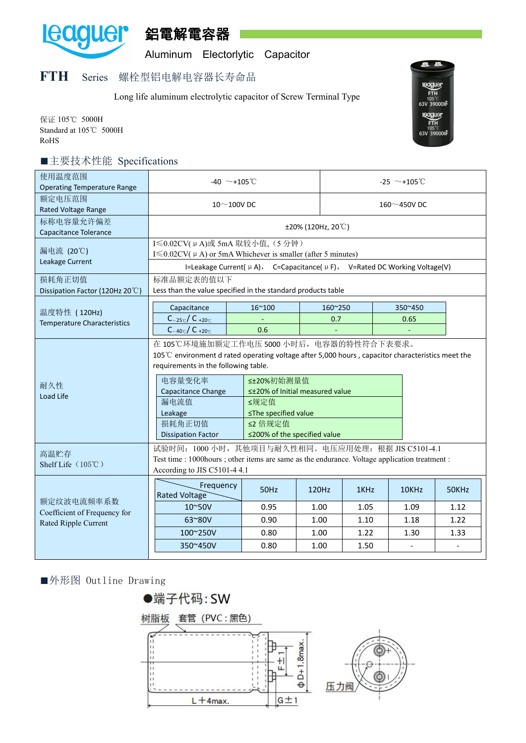# leaguer 鋁電解電容器

Aluminum Electorlytic Capacitor

## FTH Series 螺栓型铝电解电容器长寿命品

Long life aluminum electrolytic capacitor of Screw Terminal Type

保证 105℃ 5000H
Standard at 105℃ 5000H
RoHS

## ■主要技术性能 Specifications

| 使用温度范围 Operating Temperature Range | -40 ～+105℃ | -25 ～+105℃ |
|---|---|---|
| 额定电压范围 Rated Voltage Range | 10～100V DC | 160～450V DC |
| 标称电容量允许偏差 Capacitance Tolerance | ±20% (120Hz, 20℃) | |
| 漏电流 (20℃) Leakage Current | I≤0.02CV(μA)或 5mA 取较小值,（5 分钟） I≤0.02CV(μA) or 5mA Whichever is smaller (after 5 minutes) I=Leakage Current(μA)， C=Capacitance(μF)， V=Rated DC Working Voltage(V) | |
| 损耗角正切值 Dissipation Factor (120Hz 20℃) | 标准品额定表的值以下 Less than the value specified in the standard products table | |

**温度特性 (120Hz) Temperature Characteristics**

| Capacitance | 16~100 | 160~250 | 350~450 |
|---|---|---|---|
| $C_{-25℃}/C_{+20℃}$ | - | 0.7 | 0.65 |
| $C_{-40℃}/C_{+20℃}$ | 0.6 | - | - |

**耐久性 Load Life**

在 105℃环境施加额定工作电压 5000 小时后，电容器的特性符合下表要求。
105℃ environment d rated operating voltage after 5,000 hours , capacitor characteristics meet the requirements in the following table.

| 项目 Item | 要求 Requirement |
|---|---|
| 电容量变化率 Capacitance Change | ≤±20%初始测量值 ≤±20% of Initial measured value |
| 漏电流值 Leakage | ≤规定值 ≤The specified value |
| 损耗角正切值 Dissipation Factor | ≤2 倍规定值 ≤200% of the specified value |

**高温贮存 Shelf Life（105℃）**

试验时间：1000 小时，其他项目与耐久性相同。电压应用处理：根据 JIS C5101-4.1
Test time : 1000hours ; other items are same as the endurance. Voltage application treatment : According to JIS C5101-4 4.1

**额定纹波电流频率系数 Coefficient of Frequency for Rated Ripple Current**

| Rated Voltage \ Frequency | 50Hz | 120Hz | 1KHz | 10KHz | 50KHz |
|---|---|---|---|---|---|
| 10~50V | 0.95 | 1.00 | 1.05 | 1.09 | 1.12 |
| 63~80V | 0.90 | 1.00 | 1.10 | 1.18 | 1.22 |
| 100~250V | 0.80 | 1.00 | 1.22 | 1.30 | 1.33 |
| 350~450V | 0.80 | 1.00 | 1.50 | - | - |

## ■外形图 Outline Drawing

●端子代码:SW

树脂板 套管（PVC:黑色）

L+4max. G±1 F±1 ΦD+1.8max. 压力阀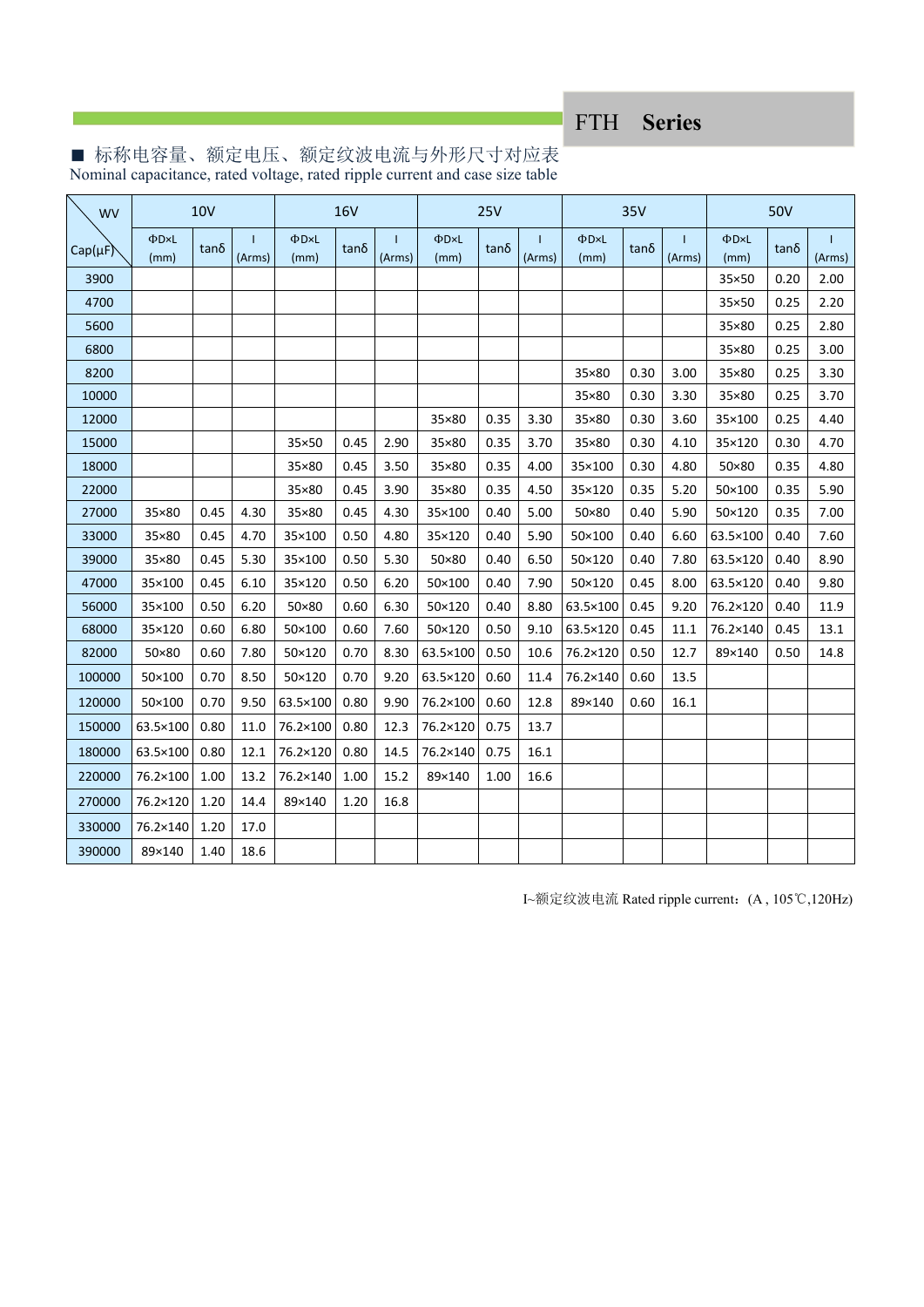## FTH Series

■ 标称电容量、额定电压、额定纹波电流与外形尺寸对应表
Nominal capacitance, rated voltage, rated ripple current and case size table

| WV / Cap(μF) | 10V | | | 16V | | | 25V | | | 35V | | | 50V | | |
|---|---|---|---|---|---|---|---|---|---|---|---|---|---|---|---|
| | ΦD×L (mm) | tanδ | I (Arms) | ΦD×L (mm) | tanδ | I (Arms) | ΦD×L (mm) | tanδ | I (Arms) | ΦD×L (mm) | tanδ | I (Arms) | ΦD×L (mm) | tanδ | I (Arms) |
| 3900 | | | | | | | | | | | | | 35×50 | 0.20 | 2.00 |
| 4700 | | | | | | | | | | | | | 35×50 | 0.25 | 2.20 |
| 5600 | | | | | | | | | | | | | 35×80 | 0.25 | 2.80 |
| 6800 | | | | | | | | | | | | | 35×80 | 0.25 | 3.00 |
| 8200 | | | | | | | | | | 35×80 | 0.30 | 3.00 | 35×80 | 0.25 | 3.30 |
| 10000 | | | | | | | | | | 35×80 | 0.30 | 3.30 | 35×80 | 0.25 | 3.70 |
| 12000 | | | | | | | 35×80 | 0.35 | 3.30 | 35×80 | 0.30 | 3.60 | 35×100 | 0.25 | 4.40 |
| 15000 | | | | 35×50 | 0.45 | 2.90 | 35×80 | 0.35 | 3.70 | 35×80 | 0.30 | 4.10 | 35×120 | 0.30 | 4.70 |
| 18000 | | | | 35×80 | 0.45 | 3.50 | 35×80 | 0.35 | 4.00 | 35×100 | 0.30 | 4.80 | 50×80 | 0.35 | 4.80 |
| 22000 | | | | 35×80 | 0.45 | 3.90 | 35×80 | 0.35 | 4.50 | 35×120 | 0.35 | 5.20 | 50×100 | 0.35 | 5.90 |
| 27000 | 35×80 | 0.45 | 4.30 | 35×80 | 0.45 | 4.30 | 35×100 | 0.40 | 5.00 | 50×80 | 0.40 | 5.90 | 50×120 | 0.35 | 7.00 |
| 33000 | 35×80 | 0.45 | 4.70 | 35×100 | 0.50 | 4.80 | 35×120 | 0.40 | 5.90 | 50×100 | 0.40 | 6.60 | 63.5×100 | 0.40 | 7.60 |
| 39000 | 35×80 | 0.45 | 5.30 | 35×100 | 0.50 | 5.30 | 50×80 | 0.40 | 6.50 | 50×120 | 0.40 | 7.80 | 63.5×120 | 0.40 | 8.90 |
| 47000 | 35×100 | 0.45 | 6.10 | 35×120 | 0.50 | 6.20 | 50×100 | 0.40 | 7.90 | 50×120 | 0.45 | 8.00 | 63.5×120 | 0.40 | 9.80 |
| 56000 | 35×100 | 0.50 | 6.20 | 50×80 | 0.60 | 6.30 | 50×120 | 0.40 | 8.80 | 63.5×100 | 0.45 | 9.20 | 76.2×120 | 0.40 | 11.9 |
| 68000 | 35×120 | 0.60 | 6.80 | 50×100 | 0.60 | 7.60 | 50×120 | 0.50 | 9.10 | 63.5×120 | 0.45 | 11.1 | 76.2×140 | 0.45 | 13.1 |
| 82000 | 50×80 | 0.60 | 7.80 | 50×120 | 0.70 | 8.30 | 63.5×100 | 0.50 | 10.6 | 76.2×120 | 0.50 | 12.7 | 89×140 | 0.50 | 14.8 |
| 100000 | 50×100 | 0.70 | 8.50 | 50×120 | 0.70 | 9.20 | 63.5×120 | 0.60 | 11.4 | 76.2×140 | 0.60 | 13.5 | | | |
| 120000 | 50×100 | 0.70 | 9.50 | 63.5×100 | 0.80 | 9.90 | 76.2×100 | 0.60 | 12.8 | 89×140 | 0.60 | 16.1 | | | |
| 150000 | 63.5×100 | 0.80 | 11.0 | 76.2×100 | 0.80 | 12.3 | 76.2×120 | 0.75 | 13.7 | | | | | | |
| 180000 | 63.5×100 | 0.80 | 12.1 | 76.2×120 | 0.80 | 14.5 | 76.2×140 | 0.75 | 16.1 | | | | | | |
| 220000 | 76.2×100 | 1.00 | 13.2 | 76.2×140 | 1.00 | 15.2 | 89×140 | 1.00 | 16.6 | | | | | | |
| 270000 | 76.2×120 | 1.20 | 14.4 | 89×140 | 1.20 | 16.8 | | | | | | | | | |
| 330000 | 76.2×140 | 1.20 | 17.0 | | | | | | | | | | | | |
| 390000 | 89×140 | 1.40 | 18.6 | | | | | | | | | | | | |

I~额定纹波电流 Rated ripple current：(A , 105℃,120Hz)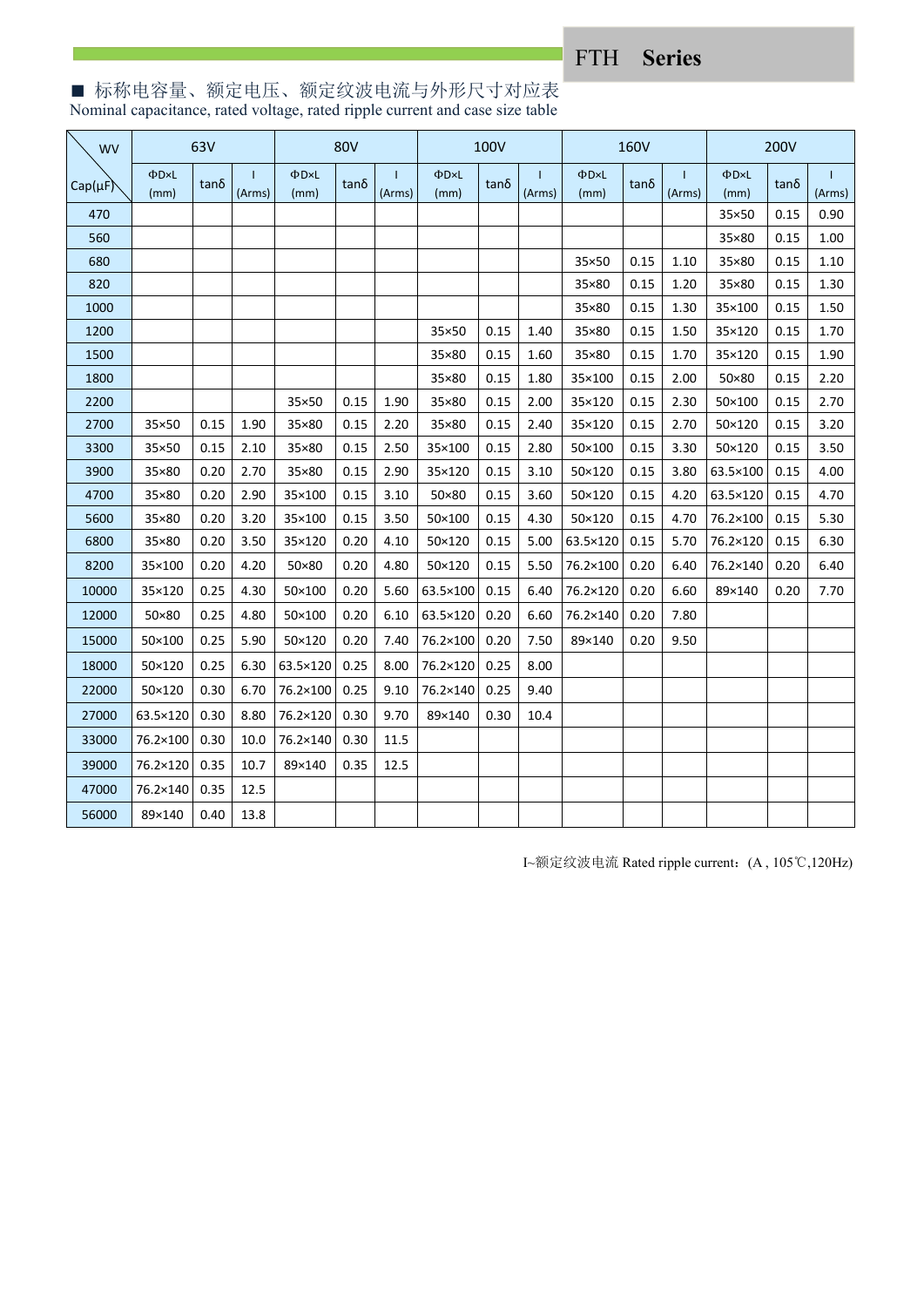FTH Series

■ 标称电容量、额定电压、额定纹波电流与外形尺寸对应表
Nominal capacitance, rated voltage, rated ripple current and case size table

| WV / Cap(μF) | 63V | | | 80V | | | 100V | | | 160V | | | 200V | | |
|---|---|---|---|---|---|---|---|---|---|---|---|---|---|---|---|
| | ΦD×L (mm) | tanδ | I (Arms) | ΦD×L (mm) | tanδ | I (Arms) | ΦD×L (mm) | tanδ | I (Arms) | ΦD×L (mm) | tanδ | I (Arms) | ΦD×L (mm) | tanδ | I (Arms) |
| 470 | | | | | | | | | | | | | 35×50 | 0.15 | 0.90 |
| 560 | | | | | | | | | | | | | 35×80 | 0.15 | 1.00 |
| 680 | | | | | | | | | | 35×50 | 0.15 | 1.10 | 35×80 | 0.15 | 1.10 |
| 820 | | | | | | | | | | 35×80 | 0.15 | 1.20 | 35×80 | 0.15 | 1.30 |
| 1000 | | | | | | | | | | 35×80 | 0.15 | 1.30 | 35×100 | 0.15 | 1.50 |
| 1200 | | | | | | | 35×50 | 0.15 | 1.40 | 35×80 | 0.15 | 1.50 | 35×120 | 0.15 | 1.70 |
| 1500 | | | | | | | 35×80 | 0.15 | 1.60 | 35×80 | 0.15 | 1.70 | 35×120 | 0.15 | 1.90 |
| 1800 | | | | | | | 35×80 | 0.15 | 1.80 | 35×100 | 0.15 | 2.00 | 50×80 | 0.15 | 2.20 |
| 2200 | | | | 35×50 | 0.15 | 1.90 | 35×80 | 0.15 | 2.00 | 35×120 | 0.15 | 2.30 | 50×100 | 0.15 | 2.70 |
| 2700 | 35×50 | 0.15 | 1.90 | 35×80 | 0.15 | 2.20 | 35×80 | 0.15 | 2.40 | 35×120 | 0.15 | 2.70 | 50×120 | 0.15 | 3.20 |
| 3300 | 35×50 | 0.15 | 2.10 | 35×80 | 0.15 | 2.50 | 35×100 | 0.15 | 2.80 | 50×100 | 0.15 | 3.30 | 50×120 | 0.15 | 3.50 |
| 3900 | 35×80 | 0.20 | 2.70 | 35×80 | 0.15 | 2.90 | 35×120 | 0.15 | 3.10 | 50×120 | 0.15 | 3.80 | 63.5×100 | 0.15 | 4.00 |
| 4700 | 35×80 | 0.20 | 2.90 | 35×100 | 0.15 | 3.10 | 50×80 | 0.15 | 3.60 | 50×120 | 0.15 | 4.20 | 63.5×120 | 0.15 | 4.70 |
| 5600 | 35×80 | 0.20 | 3.20 | 35×100 | 0.15 | 3.50 | 50×100 | 0.15 | 4.30 | 50×120 | 0.15 | 4.70 | 76.2×100 | 0.15 | 5.30 |
| 6800 | 35×80 | 0.20 | 3.50 | 35×120 | 0.20 | 4.10 | 50×120 | 0.15 | 5.00 | 63.5×120 | 0.15 | 5.70 | 76.2×120 | 0.15 | 6.30 |
| 8200 | 35×100 | 0.20 | 4.20 | 50×80 | 0.20 | 4.80 | 50×120 | 0.15 | 5.50 | 76.2×100 | 0.20 | 6.40 | 76.2×140 | 0.20 | 6.40 |
| 10000 | 35×120 | 0.25 | 4.30 | 50×100 | 0.20 | 5.60 | 63.5×100 | 0.15 | 6.40 | 76.2×120 | 0.20 | 6.60 | 89×140 | 0.20 | 7.70 |
| 12000 | 50×80 | 0.25 | 4.80 | 50×100 | 0.20 | 6.10 | 63.5×120 | 0.20 | 6.60 | 76.2×140 | 0.20 | 7.80 | | | |
| 15000 | 50×100 | 0.25 | 5.90 | 50×120 | 0.20 | 7.40 | 76.2×100 | 0.20 | 7.50 | 89×140 | 0.20 | 9.50 | | | |
| 18000 | 50×120 | 0.25 | 6.30 | 63.5×120 | 0.25 | 8.00 | 76.2×120 | 0.25 | 8.00 | | | | | | |
| 22000 | 50×120 | 0.30 | 6.70 | 76.2×100 | 0.25 | 9.10 | 76.2×140 | 0.25 | 9.40 | | | | | | |
| 27000 | 63.5×120 | 0.30 | 8.80 | 76.2×120 | 0.30 | 9.70 | 89×140 | 0.30 | 10.4 | | | | | | |
| 33000 | 76.2×100 | 0.30 | 10.0 | 76.2×140 | 0.30 | 11.5 | | | | | | | | | |
| 39000 | 76.2×120 | 0.35 | 10.7 | 89×140 | 0.35 | 12.5 | | | | | | | | | |
| 47000 | 76.2×140 | 0.35 | 12.5 | | | | | | | | | | | | |
| 56000 | 89×140 | 0.40 | 13.8 | | | | | | | | | | | | |

I~额定纹波电流 Rated ripple current：(A , 105℃,120Hz)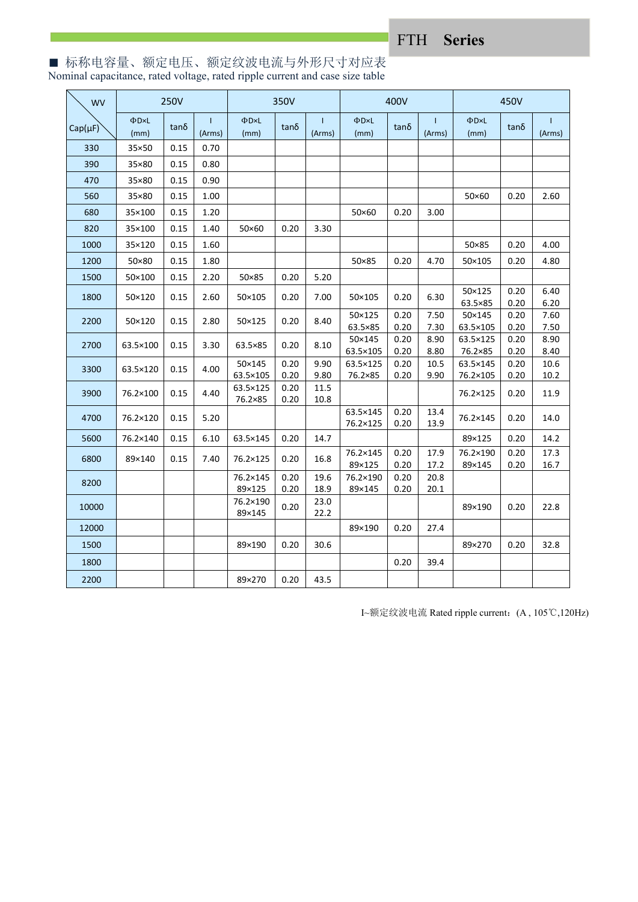■ 标称电容量、额定电压、额定纹波电流与外形尺寸对应表
Nominal capacitance, rated voltage, rated ripple current and case size table

| WV / Cap(μF) | 250V | | | 350V | | | 400V | | | 450V | | |
|---|---|---|---|---|---|---|---|---|---|---|---|---|
| | ΦD×L (mm) | tanδ | I (Arms) | ΦD×L (mm) | tanδ | I (Arms) | ΦD×L (mm) | tanδ | I (Arms) | ΦD×L (mm) | tanδ | I (Arms) |
| 330 | 35×50 | 0.15 | 0.70 | | | | | | | | | |
| 390 | 35×80 | 0.15 | 0.80 | | | | | | | | | |
| 470 | 35×80 | 0.15 | 0.90 | | | | | | | | | |
| 560 | 35×80 | 0.15 | 1.00 | | | | | | | 50×60 | 0.20 | 2.60 |
| 680 | 35×100 | 0.15 | 1.20 | | | | 50×60 | 0.20 | 3.00 | | | |
| 820 | 35×100 | 0.15 | 1.40 | 50×60 | 0.20 | 3.30 | | | | | | |
| 1000 | 35×120 | 0.15 | 1.60 | | | | | | | 50×85 | 0.20 | 4.00 |
| 1200 | 50×80 | 0.15 | 1.80 | | | | 50×85 | 0.20 | 4.70 | 50×105 | 0.20 | 4.80 |
| 1500 | 50×100 | 0.15 | 2.20 | 50×85 | 0.20 | 5.20 | | | | | | |
| 1800 | 50×120 | 0.15 | 2.60 | 50×105 | 0.20 | 7.00 | 50×105 | 0.20 | 6.30 | 50×125<br>63.5×85 | 0.20<br>0.20 | 6.40<br>6.20 |
| 2200 | 50×120 | 0.15 | 2.80 | 50×125 | 0.20 | 8.40 | 50×125<br>63.5×85 | 0.20<br>0.20 | 7.50<br>7.30 | 50×145<br>63.5×105 | 0.20<br>0.20 | 7.60<br>7.50 |
| 2700 | 63.5×100 | 0.15 | 3.30 | 63.5×85 | 0.20 | 8.10 | 50×145<br>63.5×105 | 0.20<br>0.20 | 8.90<br>8.80 | 63.5×125<br>76.2×85 | 0.20<br>0.20 | 8.90<br>8.40 |
| 3300 | 63.5×120 | 0.15 | 4.00 | 50×145<br>63.5×105 | 0.20<br>0.20 | 9.90<br>9.80 | 63.5×125<br>76.2×85 | 0.20<br>0.20 | 10.5<br>9.90 | 63.5×145<br>76.2×105 | 0.20<br>0.20 | 10.6<br>10.2 |
| 3900 | 76.2×100 | 0.15 | 4.40 | 63.5×125<br>76.2×85 | 0.20<br>0.20 | 11.5<br>10.8 | | | | 76.2×125 | 0.20 | 11.9 |
| 4700 | 76.2×120 | 0.15 | 5.20 | | | | 63.5×145<br>76.2×125 | 0.20<br>0.20 | 13.4<br>13.9 | 76.2×145 | 0.20 | 14.0 |
| 5600 | 76.2×140 | 0.15 | 6.10 | 63.5×145 | 0.20 | 14.7 | | | | 89×125 | 0.20 | 14.2 |
| 6800 | 89×140 | 0.15 | 7.40 | 76.2×125 | 0.20 | 16.8 | 76.2×145<br>89×125 | 0.20<br>0.20 | 17.9<br>17.2 | 76.2×190<br>89×145 | 0.20<br>0.20 | 17.3<br>16.7 |
| 8200 | | | | 76.2×145<br>89×125 | 0.20<br>0.20 | 19.6<br>18.9 | 76.2×190<br>89×145 | 0.20<br>0.20 | 20.8<br>20.1 | | | |
| 10000 | | | | 76.2×190<br>89×145 | 0.20 | 23.0<br>22.2 | | | | 89×190 | 0.20 | 22.8 |
| 12000 | | | | | | | 89×190 | 0.20 | 27.4 | | | |
| 1500 | | | | 89×190 | 0.20 | 30.6 | | | | 89×270 | 0.20 | 32.8 |
| 1800 | | | | | | | | 0.20 | 39.4 | | | |
| 2200 | | | | 89×270 | 0.20 | 43.5 | | | | | | |

I~额定纹波电流 Rated ripple current：(A , 105℃,120Hz)